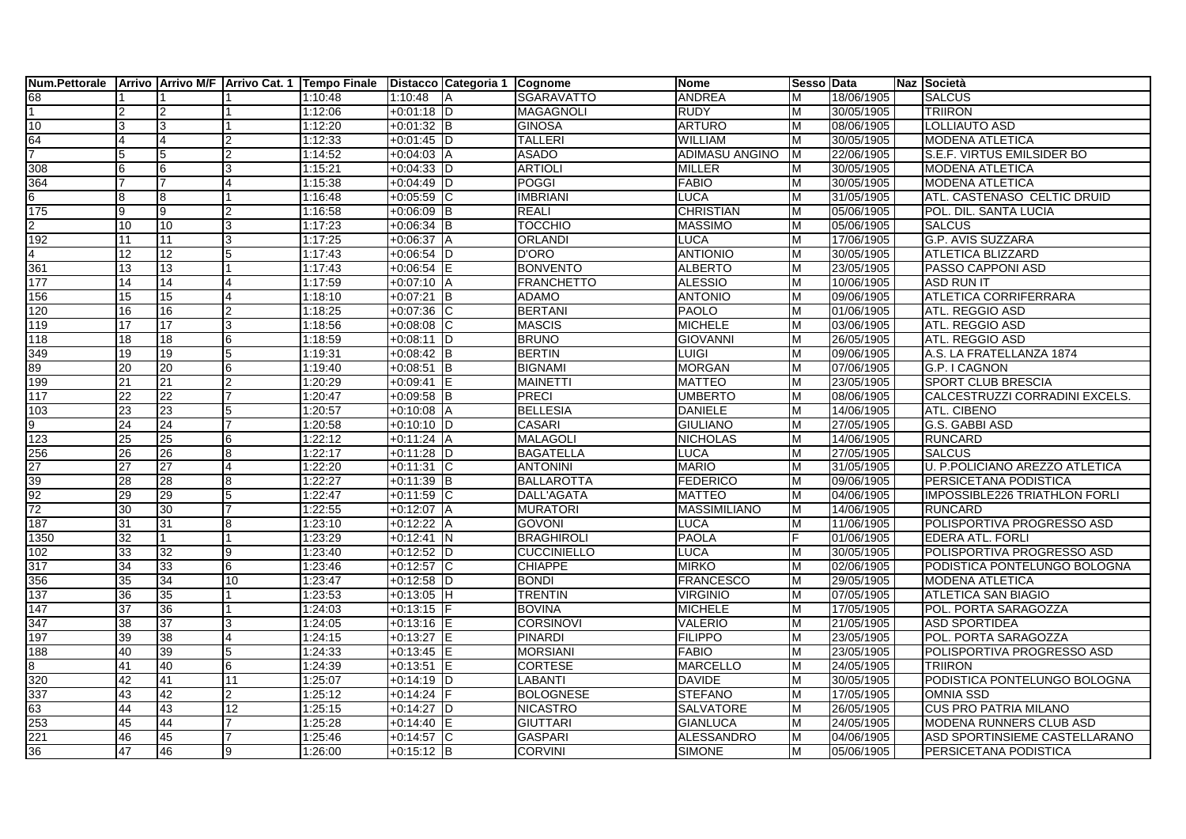| Num.Pettorale | Arrivo | Arrivo M/F | Arrivo Cat. 1 | Tempo Finale | Distacco | Categoria 1 | Cognome | Nome | Sesso | Data | Naz | Società |
|---|---|---|---|---|---|---|---|---|---|---|---|---|
| 68 | 1 | 1 | 1 | 1:10:48 | 1:10:48 | A | SGARAVATTO | ANDREA | M | 18/06/1905 | | SALCUS |
| 1 | 2 | 2 | 1 | 1:12:06 | +0:01:18 | D | MAGAGNOLI | RUDY | M | 30/05/1905 | | TRIIRON |
| 10 | 3 | 3 | 1 | 1:12:20 | +0:01:32 | B | GINOSA | ARTURO | M | 08/06/1905 | | LOLLIAUTO ASD |
| 64 | 4 | 4 | 2 | 1:12:33 | +0:01:45 | D | TALLERI | WILLIAM | M | 30/05/1905 | | MODENA ATLETICA |
| 7 | 5 | 5 | 2 | 1:14:52 | +0:04:03 | A | ASADO | ADIMASU ANGINO | M | 22/06/1905 | | S.E.F. VIRTUS EMILSIDER BO |
| 308 | 6 | 6 | 3 | 1:15:21 | +0:04:33 | D | ARTIOLI | MILLER | M | 30/05/1905 | | MODENA ATLETICA |
| 364 | 7 | 7 | 4 | 1:15:38 | +0:04:49 | D | POGGI | FABIO | M | 30/05/1905 | | MODENA ATLETICA |
| 6 | 8 | 8 | 1 | 1:16:48 | +0:05:59 | C | IMBRIANI | LUCA | M | 31/05/1905 | | ATL. CASTENASO CELTIC DRUID |
| 175 | 9 | 9 | 2 | 1:16:58 | +0:06:09 | B | REALI | CHRISTIAN | M | 05/06/1905 | | POL. DIL. SANTA LUCIA |
| 2 | 10 | 10 | 3 | 1:17:23 | +0:06:34 | B | TOCCHIO | MASSIMO | M | 05/06/1905 | | SALCUS |
| 192 | 11 | 11 | 3 | 1:17:25 | +0:06:37 | A | ORLANDI | LUCA | M | 17/06/1905 | | G.P. AVIS SUZZARA |
| 4 | 12 | 12 | 5 | 1:17:43 | +0:06:54 | D | D'ORO | ANTIONIO | M | 30/05/1905 | | ATLETICA BLIZZARD |
| 361 | 13 | 13 | 1 | 1:17:43 | +0:06:54 | E | BONVENTO | ALBERTO | M | 23/05/1905 | | PASSO CAPPONI ASD |
| 177 | 14 | 14 | 4 | 1:17:59 | +0:07:10 | A | FRANCHETTO | ALESSIO | M | 10/06/1905 | | ASD RUN IT |
| 156 | 15 | 15 | 4 | 1:18:10 | +0:07:21 | B | ADAMO | ANTONIO | M | 09/06/1905 | | ATLETICA CORRIFERRARA |
| 120 | 16 | 16 | 2 | 1:18:25 | +0:07:36 | C | BERTANI | PAOLO | M | 01/06/1905 | | ATL. REGGIO ASD |
| 119 | 17 | 17 | 3 | 1:18:56 | +0:08:08 | C | MASCIS | MICHELE | M | 03/06/1905 | | ATL. REGGIO ASD |
| 118 | 18 | 18 | 6 | 1:18:59 | +0:08:11 | D | BRUNO | GIOVANNI | M | 26/05/1905 | | ATL. REGGIO ASD |
| 349 | 19 | 19 | 5 | 1:19:31 | +0:08:42 | B | BERTIN | LUIGI | M | 09/06/1905 | | A.S. LA FRATELLANZA 1874 |
| 89 | 20 | 20 | 6 | 1:19:40 | +0:08:51 | B | BIGNAMI | MORGAN | M | 07/06/1905 | | G.P. I CAGNON |
| 199 | 21 | 21 | 2 | 1:20:29 | +0:09:41 | E | MAINETTI | MATTEO | M | 23/05/1905 | | SPORT CLUB BRESCIA |
| 117 | 22 | 22 | 7 | 1:20:47 | +0:09:58 | B | PRECI | UMBERTO | M | 08/06/1905 | | CALCESTRUZZI CORRADINI EXCELS. |
| 103 | 23 | 23 | 5 | 1:20:57 | +0:10:08 | A | BELLESIA | DANIELE | M | 14/06/1905 | | ATL. CIBENO |
| 9 | 24 | 24 | 7 | 1:20:58 | +0:10:10 | D | CASARI | GIULIANO | M | 27/05/1905 | | G.S. GABBI ASD |
| 123 | 25 | 25 | 6 | 1:22:12 | +0:11:24 | A | MALAGOLI | NICHOLAS | M | 14/06/1905 | | RUNCARD |
| 256 | 26 | 26 | 8 | 1:22:17 | +0:11:28 | D | BAGATELLA | LUCA | M | 27/05/1905 | | SALCUS |
| 27 | 27 | 27 | 4 | 1:22:20 | +0:11:31 | C | ANTONINI | MARIO | M | 31/05/1905 | | U. P.POLICIANO AREZZO ATLETICA |
| 39 | 28 | 28 | 8 | 1:22:27 | +0:11:39 | B | BALLAROTTA | FEDERICO | M | 09/06/1905 | | PERSICETANA PODISTICA |
| 92 | 29 | 29 | 5 | 1:22:47 | +0:11:59 | C | DALL'AGATA | MATTEO | M | 04/06/1905 | | IMPOSSIBLE226 TRIATHLON FORLI |
| 72 | 30 | 30 | 7 | 1:22:55 | +0:12:07 | A | MURATORI | MASSIMILIANO | M | 14/06/1905 | | RUNCARD |
| 187 | 31 | 31 | 8 | 1:23:10 | +0:12:22 | A | GOVONI | LUCA | M | 11/06/1905 | | POLISPORTIVA PROGRESSO ASD |
| 1350 | 32 | 1 | 1 | 1:23:29 | +0:12:41 | N | BRAGHIROLI | PAOLA | F | 01/06/1905 | | EDERA ATL. FORLI |
| 102 | 33 | 32 | 9 | 1:23:40 | +0:12:52 | D | CUCCINIELLO | LUCA | M | 30/05/1905 | | POLISPORTIVA PROGRESSO ASD |
| 317 | 34 | 33 | 6 | 1:23:46 | +0:12:57 | C | CHIAPPE | MIRKO | M | 02/06/1905 | | PODISTICA PONTELUNGO BOLOGNA |
| 356 | 35 | 34 | 10 | 1:23:47 | +0:12:58 | D | BONDI | FRANCESCO | M | 29/05/1905 | | MODENA ATLETICA |
| 137 | 36 | 35 | 1 | 1:23:53 | +0:13:05 | H | TRENTIN | VIRGINIO | M | 07/05/1905 | | ATLETICA SAN BIAGIO |
| 147 | 37 | 36 | 1 | 1:24:03 | +0:13:15 | F | BOVINA | MICHELE | M | 17/05/1905 | | POL. PORTA SARAGOZZA |
| 347 | 38 | 37 | 3 | 1:24:05 | +0:13:16 | E | CORSINOVI | VALERIO | M | 21/05/1905 | | ASD SPORTIDEA |
| 197 | 39 | 38 | 4 | 1:24:15 | +0:13:27 | E | PINARDI | FILIPPO | M | 23/05/1905 | | POL. PORTA SARAGOZZA |
| 188 | 40 | 39 | 5 | 1:24:33 | +0:13:45 | E | MORSIANI | FABIO | M | 23/05/1905 | | POLISPORTIVA PROGRESSO ASD |
| 8 | 41 | 40 | 6 | 1:24:39 | +0:13:51 | E | CORTESE | MARCELLO | M | 24/05/1905 | | TRIIRON |
| 320 | 42 | 41 | 11 | 1:25:07 | +0:14:19 | D | LABANTI | DAVIDE | M | 30/05/1905 | | PODISTICA PONTELUNGO BOLOGNA |
| 337 | 43 | 42 | 2 | 1:25:12 | +0:14:24 | F | BOLOGNESE | STEFANO | M | 17/05/1905 | | OMNIA SSD |
| 63 | 44 | 43 | 12 | 1:25:15 | +0:14:27 | D | NICASTRO | SALVATORE | M | 26/05/1905 | | CUS PRO PATRIA MILANO |
| 253 | 45 | 44 | 7 | 1:25:28 | +0:14:40 | E | GIUTTARI | GIANLUCA | M | 24/05/1905 | | MODENA RUNNERS CLUB ASD |
| 221 | 46 | 45 | 7 | 1:25:46 | +0:14:57 | C | GASPARI | ALESSANDRO | M | 04/06/1905 | | ASD SPORTINSIEME CASTELLARANO |
| 36 | 47 | 46 | 9 | 1:26:00 | +0:15:12 | B | CORVINI | SIMONE | M | 05/06/1905 | | PERSICETANA PODISTICA |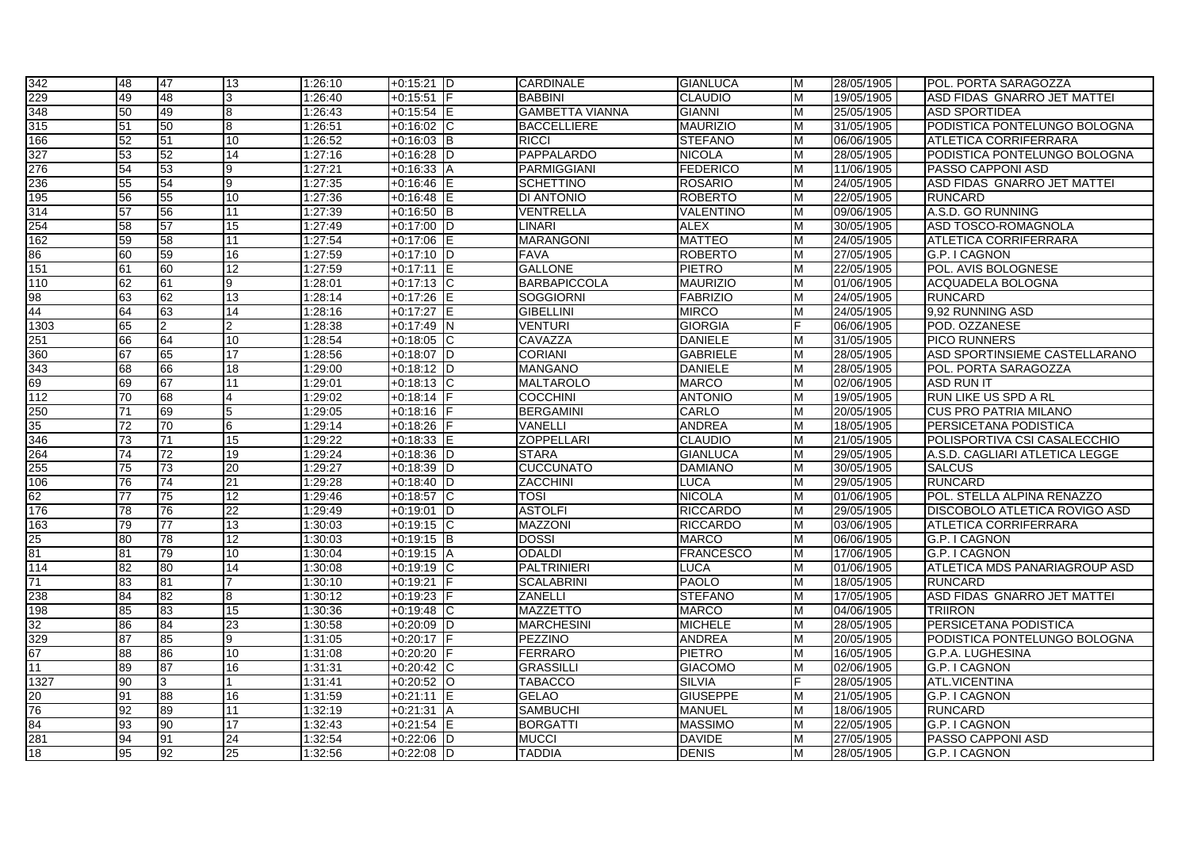| | | | | | | | | | | | |
|---|---|---|---|---|---|---|---|---|---|---|---|
| 342 | 48 | 47 | 13 | 1:26:10 | +0:15:21 | D | CARDINALE | GIANLUCA | M | 28/05/1905 | POL. PORTA SARAGOZZA |
| 229 | 49 | 48 | 3 | 1:26:40 | +0:15:51 | F | BABBINI | CLAUDIO | M | 19/05/1905 | ASD FIDAS GNARRO JET MATTEI |
| 348 | 50 | 49 | 8 | 1:26:43 | +0:15:54 | E | GAMBETTA VIANNA | GIANNI | M | 25/05/1905 | ASD SPORTIDEA |
| 315 | 51 | 50 | 8 | 1:26:51 | +0:16:02 | C | BACCELLIERE | MAURIZIO | M | 31/05/1905 | PODISTICA PONTELUNGO BOLOGNA |
| 166 | 52 | 51 | 10 | 1:26:52 | +0:16:03 | B | RICCI | STEFANO | M | 06/06/1905 | ATLETICA CORRIFERRARA |
| 327 | 53 | 52 | 14 | 1:27:16 | +0:16:28 | D | PAPPALARDO | NICOLA | M | 28/05/1905 | PODISTICA PONTELUNGO BOLOGNA |
| 276 | 54 | 53 | 9 | 1:27:21 | +0:16:33 | A | PARMIGGIANI | FEDERICO | M | 11/06/1905 | PASSO CAPPONI ASD |
| 236 | 55 | 54 | 9 | 1:27:35 | +0:16:46 | E | SCHETTINO | ROSARIO | M | 24/05/1905 | ASD FIDAS GNARRO JET MATTEI |
| 195 | 56 | 55 | 10 | 1:27:36 | +0:16:48 | E | DI ANTONIO | ROBERTO | M | 22/05/1905 | RUNCARD |
| 314 | 57 | 56 | 11 | 1:27:39 | +0:16:50 | B | VENTRELLA | VALENTINO | M | 09/06/1905 | A.S.D. GO RUNNING |
| 254 | 58 | 57 | 15 | 1:27:49 | +0:17:00 | D | LINARI | ALEX | M | 30/05/1905 | ASD TOSCO-ROMAGNOLA |
| 162 | 59 | 58 | 11 | 1:27:54 | +0:17:06 | E | MARANGONI | MATTEO | M | 24/05/1905 | ATLETICA CORRIFERRARA |
| 86 | 60 | 59 | 16 | 1:27:59 | +0:17:10 | D | FAVA | ROBERTO | M | 27/05/1905 | G.P. I CAGNON |
| 151 | 61 | 60 | 12 | 1:27:59 | +0:17:11 | E | GALLONE | PIETRO | M | 22/05/1905 | POL. AVIS BOLOGNESE |
| 110 | 62 | 61 | 9 | 1:28:01 | +0:17:13 | C | BARBAPICCOLA | MAURIZIO | M | 01/06/1905 | ACQUADELA BOLOGNA |
| 98 | 63 | 62 | 13 | 1:28:14 | +0:17:26 | E | SOGGIORNI | FABRIZIO | M | 24/05/1905 | RUNCARD |
| 44 | 64 | 63 | 14 | 1:28:16 | +0:17:27 | E | GIBELLINI | MIRCO | M | 24/05/1905 | 9,92 RUNNING ASD |
| 1303 | 65 | 2 | 2 | 1:28:38 | +0:17:49 | N | VENTURI | GIORGIA | F | 06/06/1905 | POD. OZZANESE |
| 251 | 66 | 64 | 10 | 1:28:54 | +0:18:05 | C | CAVAZZA | DANIELE | M | 31/05/1905 | PICO RUNNERS |
| 360 | 67 | 65 | 17 | 1:28:56 | +0:18:07 | D | CORIANI | GABRIELE | M | 28/05/1905 | ASD SPORTINSIEME CASTELLARANO |
| 343 | 68 | 66 | 18 | 1:29:00 | +0:18:12 | D | MANGANO | DANIELE | M | 28/05/1905 | POL. PORTA SARAGOZZA |
| 69 | 69 | 67 | 11 | 1:29:01 | +0:18:13 | C | MALTAROLO | MARCO | M | 02/06/1905 | ASD RUN IT |
| 112 | 70 | 68 | 4 | 1:29:02 | +0:18:14 | F | COCCHINI | ANTONIO | M | 19/05/1905 | RUN LIKE US SPD A RL |
| 250 | 71 | 69 | 5 | 1:29:05 | +0:18:16 | F | BERGAMINI | CARLO | M | 20/05/1905 | CUS PRO PATRIA MILANO |
| 35 | 72 | 70 | 6 | 1:29:14 | +0:18:26 | F | VANELLI | ANDREA | M | 18/05/1905 | PERSICETANA PODISTICA |
| 346 | 73 | 71 | 15 | 1:29:22 | +0:18:33 | E | ZOPPELLARI | CLAUDIO | M | 21/05/1905 | POLISPORTIVA CSI CASALECCHIO |
| 264 | 74 | 72 | 19 | 1:29:24 | +0:18:36 | D | STARA | GIANLUCA | M | 29/05/1905 | A.S.D. CAGLIARI ATLETICA LEGGE |
| 255 | 75 | 73 | 20 | 1:29:27 | +0:18:39 | D | CUCCUNATO | DAMIANO | M | 30/05/1905 | SALCUS |
| 106 | 76 | 74 | 21 | 1:29:28 | +0:18:40 | D | ZACCHINI | LUCA | M | 29/05/1905 | RUNCARD |
| 62 | 77 | 75 | 12 | 1:29:46 | +0:18:57 | C | TOSI | NICOLA | M | 01/06/1905 | POL. STELLA ALPINA RENAZZO |
| 176 | 78 | 76 | 22 | 1:29:49 | +0:19:01 | D | ASTOLFI | RICCARDO | M | 29/05/1905 | DISCOBOLO ATLETICA ROVIGO ASD |
| 163 | 79 | 77 | 13 | 1:30:03 | +0:19:15 | C | MAZZONI | RICCARDO | M | 03/06/1905 | ATLETICA CORRIFERRARA |
| 25 | 80 | 78 | 12 | 1:30:03 | +0:19:15 | B | DOSSI | MARCO | M | 06/06/1905 | G.P. I CAGNON |
| 81 | 81 | 79 | 10 | 1:30:04 | +0:19:15 | A | ODALDI | FRANCESCO | M | 17/06/1905 | G.P. I CAGNON |
| 114 | 82 | 80 | 14 | 1:30:08 | +0:19:19 | C | PALTRINIERI | LUCA | M | 01/06/1905 | ATLETICA MDS PANARIAGROUP ASD |
| 71 | 83 | 81 | 7 | 1:30:10 | +0:19:21 | F | SCALABRINI | PAOLO | M | 18/05/1905 | RUNCARD |
| 238 | 84 | 82 | 8 | 1:30:12 | +0:19:23 | F | ZANELLI | STEFANO | M | 17/05/1905 | ASD FIDAS GNARRO JET MATTEI |
| 198 | 85 | 83 | 15 | 1:30:36 | +0:19:48 | C | MAZZETTO | MARCO | M | 04/06/1905 | TRIIRON |
| 32 | 86 | 84 | 23 | 1:30:58 | +0:20:09 | D | MARCHESINI | MICHELE | M | 28/05/1905 | PERSICETANA PODISTICA |
| 329 | 87 | 85 | 9 | 1:31:05 | +0:20:17 | F | PEZZINO | ANDREA | M | 20/05/1905 | PODISTICA PONTELUNGO BOLOGNA |
| 67 | 88 | 86 | 10 | 1:31:08 | +0:20:20 | F | FERRARO | PIETRO | M | 16/05/1905 | G.P.A. LUGHESINA |
| 11 | 89 | 87 | 16 | 1:31:31 | +0:20:42 | C | GRASSILLI | GIACOMO | M | 02/06/1905 | G.P. I CAGNON |
| 1327 | 90 | 3 | 1 | 1:31:41 | +0:20:52 | O | TABACCO | SILVIA | F | 28/05/1905 | ATL.VICENTINA |
| 20 | 91 | 88 | 16 | 1:31:59 | +0:21:11 | E | GELAO | GIUSEPPE | M | 21/05/1905 | G.P. I CAGNON |
| 76 | 92 | 89 | 11 | 1:32:19 | +0:21:31 | A | SAMBUCHI | MANUEL | M | 18/06/1905 | RUNCARD |
| 84 | 93 | 90 | 17 | 1:32:43 | +0:21:54 | E | BORGATTI | MASSIMO | M | 22/05/1905 | G.P. I CAGNON |
| 281 | 94 | 91 | 24 | 1:32:54 | +0:22:06 | D | MUCCI | DAVIDE | M | 27/05/1905 | PASSO CAPPONI ASD |
| 18 | 95 | 92 | 25 | 1:32:56 | +0:22:08 | D | TADDIA | DENIS | M | 28/05/1905 | G.P. I CAGNON |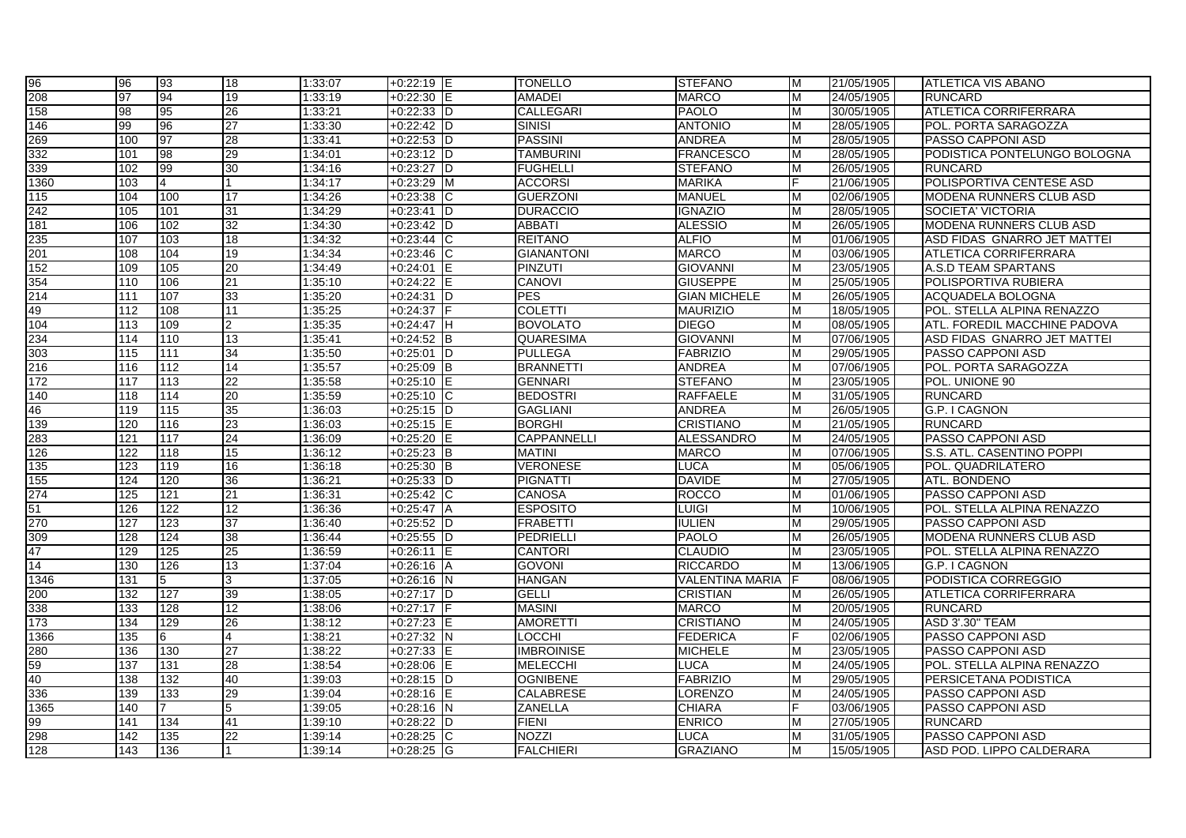| 96 | 96 | 93 | 18 | 1:33:07 | +0:22:19 | E | TONELLO | STEFANO | M | 21/05/1905 | ATLETICA VIS ABANO |
|---|---|---|---|---|---|---|---|---|---|---|---|
| 208 | 97 | 94 | 19 | 1:33:19 | +0:22:30 | E | AMADEI | MARCO | M | 24/05/1905 | RUNCARD |
| 158 | 98 | 95 | 26 | 1:33:21 | +0:22:33 | D | CALLEGARI | PAOLO | M | 30/05/1905 | ATLETICA CORRIFERRARA |
| 146 | 99 | 96 | 27 | 1:33:30 | +0:22:42 | D | SINISI | ANTONIO | M | 28/05/1905 | POL. PORTA SARAGOZZA |
| 269 | 100 | 97 | 28 | 1:33:41 | +0:22:53 | D | PASSINI | ANDREA | M | 28/05/1905 | PASSO CAPPONI ASD |
| 332 | 101 | 98 | 29 | 1:34:01 | +0:23:12 | D | TAMBURINI | FRANCESCO | M | 28/05/1905 | PODISTICA PONTELUNGO BOLOGNA |
| 339 | 102 | 99 | 30 | 1:34:16 | +0:23:27 | D | FUGHELLI | STEFANO | M | 26/05/1905 | RUNCARD |
| 1360 | 103 | 4 | 1 | 1:34:17 | +0:23:29 | M | ACCORSI | MARIKA | F | 21/06/1905 | POLISPORTIVA CENTESE ASD |
| 115 | 104 | 100 | 17 | 1:34:26 | +0:23:38 | C | GUERZONI | MANUEL | M | 02/06/1905 | MODENA RUNNERS CLUB ASD |
| 242 | 105 | 101 | 31 | 1:34:29 | +0:23:41 | D | DURACCIO | IGNAZIO | M | 28/05/1905 | SOCIETA' VICTORIA |
| 181 | 106 | 102 | 32 | 1:34:30 | +0:23:42 | D | ABBATI | ALESSIO | M | 26/05/1905 | MODENA RUNNERS CLUB ASD |
| 235 | 107 | 103 | 18 | 1:34:32 | +0:23:44 | C | REITANO | ALFIO | M | 01/06/1905 | ASD FIDAS GNARRO JET MATTEI |
| 201 | 108 | 104 | 19 | 1:34:34 | +0:23:46 | C | GIANANTONI | MARCO | M | 03/06/1905 | ATLETICA CORRIFERRARA |
| 152 | 109 | 105 | 20 | 1:34:49 | +0:24:01 | E | PINZUTI | GIOVANNI | M | 23/05/1905 | A.S.D TEAM SPARTANS |
| 354 | 110 | 106 | 21 | 1:35:10 | +0:24:22 | E | CANOVI | GIUSEPPE | M | 25/05/1905 | POLISPORTIVA RUBIERA |
| 214 | 111 | 107 | 33 | 1:35:20 | +0:24:31 | D | PES | GIAN MICHELE | M | 26/05/1905 | ACQUADELA BOLOGNA |
| 49 | 112 | 108 | 11 | 1:35:25 | +0:24:37 | F | COLETTI | MAURIZIO | M | 18/05/1905 | POL. STELLA ALPINA RENAZZO |
| 104 | 113 | 109 | 2 | 1:35:35 | +0:24:47 | H | BOVOLATO | DIEGO | M | 08/05/1905 | ATL. FOREDIL MACCHINE PADOVA |
| 234 | 114 | 110 | 13 | 1:35:41 | +0:24:52 | B | QUARESIMA | GIOVANNI | M | 07/06/1905 | ASD FIDAS GNARRO JET MATTEI |
| 303 | 115 | 111 | 34 | 1:35:50 | +0:25:01 | D | PULLEGA | FABRIZIO | M | 29/05/1905 | PASSO CAPPONI ASD |
| 216 | 116 | 112 | 14 | 1:35:57 | +0:25:09 | B | BRANNETTI | ANDREA | M | 07/06/1905 | POL. PORTA SARAGOZZA |
| 172 | 117 | 113 | 22 | 1:35:58 | +0:25:10 | E | GENNARI | STEFANO | M | 23/05/1905 | POL. UNIONE 90 |
| 140 | 118 | 114 | 20 | 1:35:59 | +0:25:10 | C | BEDOSTRI | RAFFAELE | M | 31/05/1905 | RUNCARD |
| 46 | 119 | 115 | 35 | 1:36:03 | +0:25:15 | D | GAGLIANI | ANDREA | M | 26/05/1905 | G.P. I CAGNON |
| 139 | 120 | 116 | 23 | 1:36:03 | +0:25:15 | E | BORGHI | CRISTIANO | M | 21/05/1905 | RUNCARD |
| 283 | 121 | 117 | 24 | 1:36:09 | +0:25:20 | E | CAPPANNELLI | ALESSANDRO | M | 24/05/1905 | PASSO CAPPONI ASD |
| 126 | 122 | 118 | 15 | 1:36:12 | +0:25:23 | B | MATINI | MARCO | M | 07/06/1905 | S.S. ATL. CASENTINO POPPI |
| 135 | 123 | 119 | 16 | 1:36:18 | +0:25:30 | B | VERONESE | LUCA | M | 05/06/1905 | POL. QUADRILATERO |
| 155 | 124 | 120 | 36 | 1:36:21 | +0:25:33 | D | PIGNATTI | DAVIDE | M | 27/05/1905 | ATL. BONDENO |
| 274 | 125 | 121 | 21 | 1:36:31 | +0:25:42 | C | CANOSA | ROCCO | M | 01/06/1905 | PASSO CAPPONI ASD |
| 51 | 126 | 122 | 12 | 1:36:36 | +0:25:47 | A | ESPOSITO | LUIGI | M | 10/06/1905 | POL. STELLA ALPINA RENAZZO |
| 270 | 127 | 123 | 37 | 1:36:40 | +0:25:52 | D | FRABETTI | IULIEN | M | 29/05/1905 | PASSO CAPPONI ASD |
| 309 | 128 | 124 | 38 | 1:36:44 | +0:25:55 | D | PEDRIELLI | PAOLO | M | 26/05/1905 | MODENA RUNNERS CLUB ASD |
| 47 | 129 | 125 | 25 | 1:36:59 | +0:26:11 | E | CANTORI | CLAUDIO | M | 23/05/1905 | POL. STELLA ALPINA RENAZZO |
| 14 | 130 | 126 | 13 | 1:37:04 | +0:26:16 | A | GOVONI | RICCARDO | M | 13/06/1905 | G.P. I CAGNON |
| 1346 | 131 | 5 | 3 | 1:37:05 | +0:26:16 | N | HANGAN | VALENTINA MARIA | F | 08/06/1905 | PODISTICA CORREGGIO |
| 200 | 132 | 127 | 39 | 1:38:05 | +0:27:17 | D | GELLI | CRISTIAN | M | 26/05/1905 | ATLETICA CORRIFERRARA |
| 338 | 133 | 128 | 12 | 1:38:06 | +0:27:17 | F | MASINI | MARCO | M | 20/05/1905 | RUNCARD |
| 173 | 134 | 129 | 26 | 1:38:12 | +0:27:23 | E | AMORETTI | CRISTIANO | M | 24/05/1905 | ASD 3'.30" TEAM |
| 1366 | 135 | 6 | 4 | 1:38:21 | +0:27:32 | N | LOCCHI | FEDERICA | F | 02/06/1905 | PASSO CAPPONI ASD |
| 280 | 136 | 130 | 27 | 1:38:22 | +0:27:33 | E | IMBROINISE | MICHELE | M | 23/05/1905 | PASSO CAPPONI ASD |
| 59 | 137 | 131 | 28 | 1:38:54 | +0:28:06 | E | MELECCHI | LUCA | M | 24/05/1905 | POL. STELLA ALPINA RENAZZO |
| 40 | 138 | 132 | 40 | 1:39:03 | +0:28:15 | D | OGNIBENE | FABRIZIO | M | 29/05/1905 | PERSICETANA PODISTICA |
| 336 | 139 | 133 | 29 | 1:39:04 | +0:28:16 | E | CALABRESE | LORENZO | M | 24/05/1905 | PASSO CAPPONI ASD |
| 1365 | 140 | 7 | 5 | 1:39:05 | +0:28:16 | N | ZANELLA | CHIARA | F | 03/06/1905 | PASSO CAPPONI ASD |
| 99 | 141 | 134 | 41 | 1:39:10 | +0:28:22 | D | FIENI | ENRICO | M | 27/05/1905 | RUNCARD |
| 298 | 142 | 135 | 22 | 1:39:14 | +0:28:25 | C | NOZZI | LUCA | M | 31/05/1905 | PASSO CAPPONI ASD |
| 128 | 143 | 136 | 1 | 1:39:14 | +0:28:25 | G | FALCHIERI | GRAZIANO | M | 15/05/1905 | ASD POD. LIPPO CALDERARA |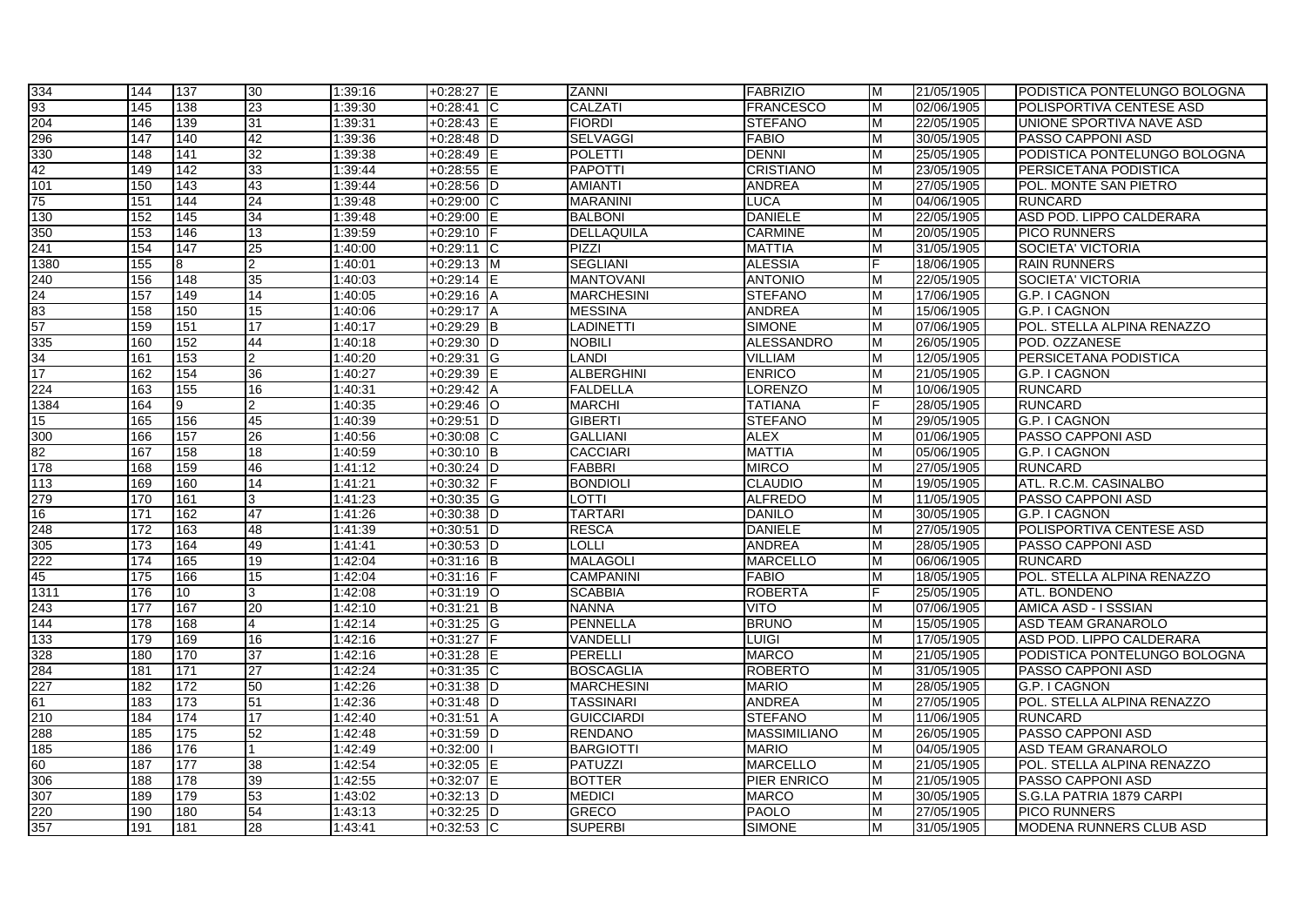| | | | | | | | | | | | | |
|---|---|---|---|---|---|---|---|---|---|---|---|---|
| 334 | 144 | 137 | 30 | 1:39:16 | +0:28:27 | E | ZANNI | FABRIZIO | M | 21/05/1905 | PODISTICA PONTELUNGO BOLOGNA |
| 93 | 145 | 138 | 23 | 1:39:30 | +0:28:41 | C | CALZATI | FRANCESCO | M | 02/06/1905 | POLISPORTIVA CENTESE ASD |
| 204 | 146 | 139 | 31 | 1:39:31 | +0:28:43 | E | FIORDI | STEFANO | M | 22/05/1905 | UNIONE SPORTIVA NAVE ASD |
| 296 | 147 | 140 | 42 | 1:39:36 | +0:28:48 | D | SELVAGGI | FABIO | M | 30/05/1905 | PASSO CAPPONI ASD |
| 330 | 148 | 141 | 32 | 1:39:38 | +0:28:49 | E | POLETTI | DENNI | M | 25/05/1905 | PODISTICA PONTELUNGO BOLOGNA |
| 42 | 149 | 142 | 33 | 1:39:44 | +0:28:55 | E | PAPOTTI | CRISTIANO | M | 23/05/1905 | PERSICETANA PODISTICA |
| 101 | 150 | 143 | 43 | 1:39:44 | +0:28:56 | D | AMIANTI | ANDREA | M | 27/05/1905 | POL. MONTE SAN PIETRO |
| 75 | 151 | 144 | 24 | 1:39:48 | +0:29:00 | C | MARANINI | LUCA | M | 04/06/1905 | RUNCARD |
| 130 | 152 | 145 | 34 | 1:39:48 | +0:29:00 | E | BALBONI | DANIELE | M | 22/05/1905 | ASD POD. LIPPO CALDERARA |
| 350 | 153 | 146 | 13 | 1:39:59 | +0:29:10 | F | DELLAQUILA | CARMINE | M | 20/05/1905 | PICO RUNNERS |
| 241 | 154 | 147 | 25 | 1:40:00 | +0:29:11 | C | PIZZI | MATTIA | M | 31/05/1905 | SOCIETA' VICTORIA |
| 1380 | 155 | 8 | 2 | 1:40:01 | +0:29:13 | M | SEGLIANI | ALESSIA | F | 18/06/1905 | RAIN RUNNERS |
| 240 | 156 | 148 | 35 | 1:40:03 | +0:29:14 | E | MANTOVANI | ANTONIO | M | 22/05/1905 | SOCIETA' VICTORIA |
| 24 | 157 | 149 | 14 | 1:40:05 | +0:29:16 | A | MARCHESINI | STEFANO | M | 17/06/1905 | G.P. I CAGNON |
| 83 | 158 | 150 | 15 | 1:40:06 | +0:29:17 | A | MESSINA | ANDREA | M | 15/06/1905 | G.P. I CAGNON |
| 57 | 159 | 151 | 17 | 1:40:17 | +0:29:29 | B | LADINETTI | SIMONE | M | 07/06/1905 | POL. STELLA ALPINA RENAZZO |
| 335 | 160 | 152 | 44 | 1:40:18 | +0:29:30 | D | NOBILI | ALESSANDRO | M | 26/05/1905 | POD. OZZANESE |
| 34 | 161 | 153 | 2 | 1:40:20 | +0:29:31 | G | LANDI | VILLIAM | M | 12/05/1905 | PERSICETANA PODISTICA |
| 17 | 162 | 154 | 36 | 1:40:27 | +0:29:39 | E | ALBERGHINI | ENRICO | M | 21/05/1905 | G.P. I CAGNON |
| 224 | 163 | 155 | 16 | 1:40:31 | +0:29:42 | A | FALDELLA | LORENZO | M | 10/06/1905 | RUNCARD |
| 1384 | 164 | 9 | 2 | 1:40:35 | +0:29:46 | O | MARCHI | TATIANA | F | 28/05/1905 | RUNCARD |
| 15 | 165 | 156 | 45 | 1:40:39 | +0:29:51 | D | GIBERTI | STEFANO | M | 29/05/1905 | G.P. I CAGNON |
| 300 | 166 | 157 | 26 | 1:40:56 | +0:30:08 | C | GALLIANI | ALEX | M | 01/06/1905 | PASSO CAPPONI ASD |
| 82 | 167 | 158 | 18 | 1:40:59 | +0:30:10 | B | CACCIARI | MATTIA | M | 05/06/1905 | G.P. I CAGNON |
| 178 | 168 | 159 | 46 | 1:41:12 | +0:30:24 | D | FABBRI | MIRCO | M | 27/05/1905 | RUNCARD |
| 113 | 169 | 160 | 14 | 1:41:21 | +0:30:32 | F | BONDIOLI | CLAUDIO | M | 19/05/1905 | ATL. R.C.M. CASINALBO |
| 279 | 170 | 161 | 3 | 1:41:23 | +0:30:35 | G | LOTTI | ALFREDO | M | 11/05/1905 | PASSO CAPPONI ASD |
| 16 | 171 | 162 | 47 | 1:41:26 | +0:30:38 | D | TARTARI | DANILO | M | 30/05/1905 | G.P. I CAGNON |
| 248 | 172 | 163 | 48 | 1:41:39 | +0:30:51 | D | RESCA | DANIELE | M | 27/05/1905 | POLISPORTIVA CENTESE ASD |
| 305 | 173 | 164 | 49 | 1:41:41 | +0:30:53 | D | LOLLI | ANDREA | M | 28/05/1905 | PASSO CAPPONI ASD |
| 222 | 174 | 165 | 19 | 1:42:04 | +0:31:16 | B | MALAGOLI | MARCELLO | M | 06/06/1905 | RUNCARD |
| 45 | 175 | 166 | 15 | 1:42:04 | +0:31:16 | F | CAMPANINI | FABIO | M | 18/05/1905 | POL. STELLA ALPINA RENAZZO |
| 1311 | 176 | 10 | 3 | 1:42:08 | +0:31:19 | O | SCABBIA | ROBERTA | F | 25/05/1905 | ATL. BONDENO |
| 243 | 177 | 167 | 20 | 1:42:10 | +0:31:21 | B | NANNA | VITO | M | 07/06/1905 | AMICA ASD - I SSSIAN |
| 144 | 178 | 168 | 4 | 1:42:14 | +0:31:25 | G | PENNELLA | BRUNO | M | 15/05/1905 | ASD TEAM GRANAROLO |
| 133 | 179 | 169 | 16 | 1:42:16 | +0:31:27 | F | VANDELLI | LUIGI | M | 17/05/1905 | ASD POD. LIPPO CALDERARA |
| 328 | 180 | 170 | 37 | 1:42:16 | +0:31:28 | E | PERELLI | MARCO | M | 21/05/1905 | PODISTICA PONTELUNGO BOLOGNA |
| 284 | 181 | 171 | 27 | 1:42:24 | +0:31:35 | C | BOSCAGLIA | ROBERTO | M | 31/05/1905 | PASSO CAPPONI ASD |
| 227 | 182 | 172 | 50 | 1:42:26 | +0:31:38 | D | MARCHESINI | MARIO | M | 28/05/1905 | G.P. I CAGNON |
| 61 | 183 | 173 | 51 | 1:42:36 | +0:31:48 | D | TASSINARI | ANDREA | M | 27/05/1905 | POL. STELLA ALPINA RENAZZO |
| 210 | 184 | 174 | 17 | 1:42:40 | +0:31:51 | A | GUICCIARDI | STEFANO | M | 11/06/1905 | RUNCARD |
| 288 | 185 | 175 | 52 | 1:42:48 | +0:31:59 | D | RENDANO | MASSIMILIANO | M | 26/05/1905 | PASSO CAPPONI ASD |
| 185 | 186 | 176 | 1 | 1:42:49 | +0:32:00 | I | BARGIOTTI | MARIO | M | 04/05/1905 | ASD TEAM GRANAROLO |
| 60 | 187 | 177 | 38 | 1:42:54 | +0:32:05 | E | PATUZZI | MARCELLO | M | 21/05/1905 | POL. STELLA ALPINA RENAZZO |
| 306 | 188 | 178 | 39 | 1:42:55 | +0:32:07 | E | BOTTER | PIER ENRICO | M | 21/05/1905 | PASSO CAPPONI ASD |
| 307 | 189 | 179 | 53 | 1:43:02 | +0:32:13 | D | MEDICI | MARCO | M | 30/05/1905 | S.G.LA PATRIA 1879 CARPI |
| 220 | 190 | 180 | 54 | 1:43:13 | +0:32:25 | D | GRECO | PAOLO | M | 27/05/1905 | PICO RUNNERS |
| 357 | 191 | 181 | 28 | 1:43:41 | +0:32:53 | C | SUPERBI | SIMONE | M | 31/05/1905 | MODENA RUNNERS CLUB ASD |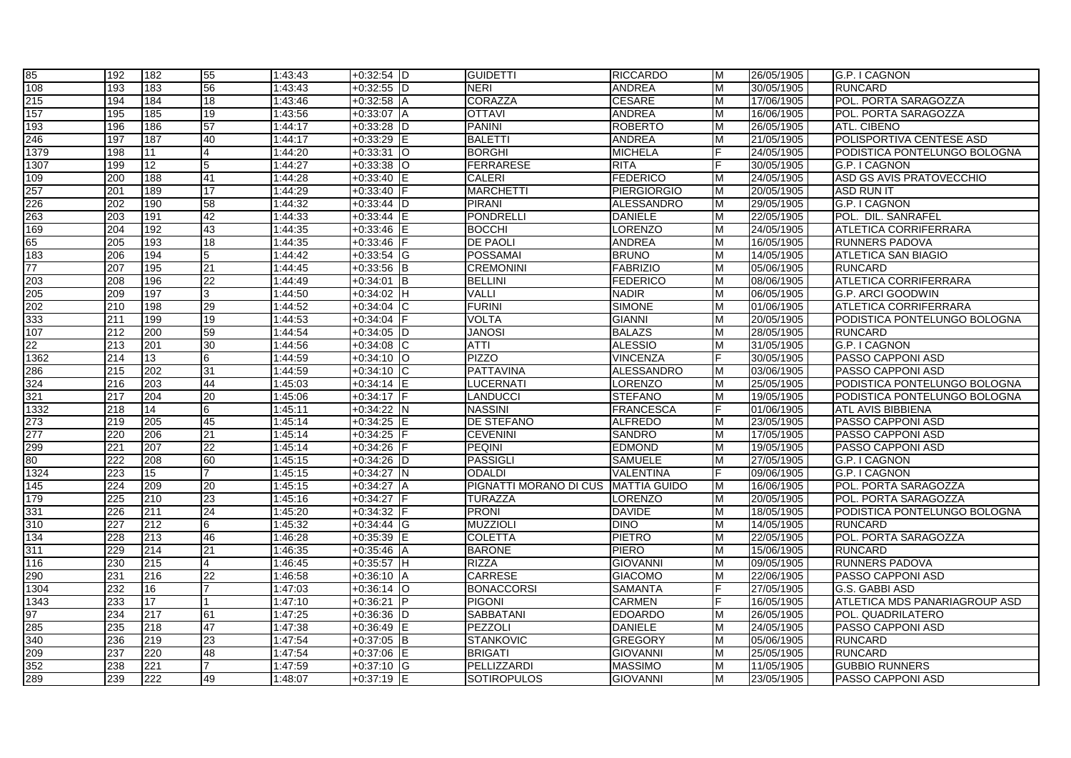| | | | | | | | | | | | | |
|---|---|---|---|---|---|---|---|---|---|---|---|---|
| 85 | 192 | 182 | 55 | 1:43:43 | +0:32:54 | D | GUIDETTI | RICCARDO | M | 26/05/1905 | G.P. I CAGNON |
| 108 | 193 | 183 | 56 | 1:43:43 | +0:32:55 | D | NERI | ANDREA | M | 30/05/1905 | RUNCARD |
| 215 | 194 | 184 | 18 | 1:43:46 | +0:32:58 | A | CORAZZA | CESARE | M | 17/06/1905 | POL. PORTA SARAGOZZA |
| 157 | 195 | 185 | 19 | 1:43:56 | +0:33:07 | A | OTTAVI | ANDREA | M | 16/06/1905 | POL. PORTA SARAGOZZA |
| 193 | 196 | 186 | 57 | 1:44:17 | +0:33:28 | D | PANINI | ROBERTO | M | 26/05/1905 | ATL. CIBENO |
| 246 | 197 | 187 | 40 | 1:44:17 | +0:33:29 | E | BALETTI | ANDREA | M | 21/05/1905 | POLISPORTIVA CENTESE ASD |
| 1379 | 198 | 11 | 4 | 1:44:20 | +0:33:31 | O | BORGHI | MICHELA | F | 24/05/1905 | PODISTICA PONTELUNGO BOLOGNA |
| 1307 | 199 | 12 | 5 | 1:44:27 | +0:33:38 | O | FERRARESE | RITA | F | 30/05/1905 | G.P. I CAGNON |
| 109 | 200 | 188 | 41 | 1:44:28 | +0:33:40 | E | CALERI | FEDERICO | M | 24/05/1905 | ASD GS AVIS PRATOVECCHIO |
| 257 | 201 | 189 | 17 | 1:44:29 | +0:33:40 | F | MARCHETTI | PIERGIORGIO | M | 20/05/1905 | ASD RUN IT |
| 226 | 202 | 190 | 58 | 1:44:32 | +0:33:44 | D | PIRANI | ALESSANDRO | M | 29/05/1905 | G.P. I CAGNON |
| 263 | 203 | 191 | 42 | 1:44:33 | +0:33:44 | E | PONDRELLI | DANIELE | M | 22/05/1905 | POL. DIL. SANRAFEL |
| 169 | 204 | 192 | 43 | 1:44:35 | +0:33:46 | E | BOCCHI | LORENZO | M | 24/05/1905 | ATLETICA CORRIFERRARA |
| 65 | 205 | 193 | 18 | 1:44:35 | +0:33:46 | F | DE PAOLI | ANDREA | M | 16/05/1905 | RUNNERS PADOVA |
| 183 | 206 | 194 | 5 | 1:44:42 | +0:33:54 | G | POSSAMAI | BRUNO | M | 14/05/1905 | ATLETICA SAN BIAGIO |
| 77 | 207 | 195 | 21 | 1:44:45 | +0:33:56 | B | CREMONINI | FABRIZIO | M | 05/06/1905 | RUNCARD |
| 203 | 208 | 196 | 22 | 1:44:49 | +0:34:01 | B | BELLINI | FEDERICO | M | 08/06/1905 | ATLETICA CORRIFERRARA |
| 205 | 209 | 197 | 3 | 1:44:50 | +0:34:02 | H | VALLI | NADIR | M | 06/05/1905 | G.P. ARCI GOODWIN |
| 202 | 210 | 198 | 29 | 1:44:52 | +0:34:04 | C | FURINI | SIMONE | M | 01/06/1905 | ATLETICA CORRIFERRARA |
| 333 | 211 | 199 | 19 | 1:44:53 | +0:34:04 | F | VOLTA | GIANNI | M | 20/05/1905 | PODISTICA PONTELUNGO BOLOGNA |
| 107 | 212 | 200 | 59 | 1:44:54 | +0:34:05 | D | JANOSI | BALAZS | M | 28/05/1905 | RUNCARD |
| 22 | 213 | 201 | 30 | 1:44:56 | +0:34:08 | C | ATTI | ALESSIO | M | 31/05/1905 | G.P. I CAGNON |
| 1362 | 214 | 13 | 6 | 1:44:59 | +0:34:10 | O | PIZZO | VINCENZA | F | 30/05/1905 | PASSO CAPPONI ASD |
| 286 | 215 | 202 | 31 | 1:44:59 | +0:34:10 | C | PATTAVINA | ALESSANDRO | M | 03/06/1905 | PASSO CAPPONI ASD |
| 324 | 216 | 203 | 44 | 1:45:03 | +0:34:14 | E | LUCERNATI | LORENZO | M | 25/05/1905 | PODISTICA PONTELUNGO BOLOGNA |
| 321 | 217 | 204 | 20 | 1:45:06 | +0:34:17 | F | LANDUCCI | STEFANO | M | 19/05/1905 | PODISTICA PONTELUNGO BOLOGNA |
| 1332 | 218 | 14 | 6 | 1:45:11 | +0:34:22 | N | NASSINI | FRANCESCA | F | 01/06/1905 | ATL AVIS BIBBIENA |
| 273 | 219 | 205 | 45 | 1:45:14 | +0:34:25 | E | DE STEFANO | ALFREDO | M | 23/05/1905 | PASSO CAPPONI ASD |
| 277 | 220 | 206 | 21 | 1:45:14 | +0:34:25 | F | CEVENINI | SANDRO | M | 17/05/1905 | PASSO CAPPONI ASD |
| 299 | 221 | 207 | 22 | 1:45:14 | +0:34:26 | F | PEQINI | EDMOND | M | 19/05/1905 | PASSO CAPPONI ASD |
| 80 | 222 | 208 | 60 | 1:45:15 | +0:34:26 | D | PASSIGLI | SAMUELE | M | 27/05/1905 | G.P. I CAGNON |
| 1324 | 223 | 15 | 7 | 1:45:15 | +0:34:27 | N | ODALDI | VALENTINA | F | 09/06/1905 | G.P. I CAGNON |
| 145 | 224 | 209 | 20 | 1:45:15 | +0:34:27 | A | PIGNATTI MORANO DI CUS | MATTIA GUIDO | M | 16/06/1905 | POL. PORTA SARAGOZZA |
| 179 | 225 | 210 | 23 | 1:45:16 | +0:34:27 | F | TURAZZA | LORENZO | M | 20/05/1905 | POL. PORTA SARAGOZZA |
| 331 | 226 | 211 | 24 | 1:45:20 | +0:34:32 | F | PRONI | DAVIDE | M | 18/05/1905 | PODISTICA PONTELUNGO BOLOGNA |
| 310 | 227 | 212 | 6 | 1:45:32 | +0:34:44 | G | MUZZIOLI | DINO | M | 14/05/1905 | RUNCARD |
| 134 | 228 | 213 | 46 | 1:46:28 | +0:35:39 | E | COLETTA | PIETRO | M | 22/05/1905 | POL. PORTA SARAGOZZA |
| 311 | 229 | 214 | 21 | 1:46:35 | +0:35:46 | A | BARONE | PIERO | M | 15/06/1905 | RUNCARD |
| 116 | 230 | 215 | 4 | 1:46:45 | +0:35:57 | H | RIZZA | GIOVANNI | M | 09/05/1905 | RUNNERS PADOVA |
| 290 | 231 | 216 | 22 | 1:46:58 | +0:36:10 | A | CARRESE | GIACOMO | M | 22/06/1905 | PASSO CAPPONI ASD |
| 1304 | 232 | 16 | 7 | 1:47:03 | +0:36:14 | O | BONACCORSI | SAMANTA | F | 27/05/1905 | G.S. GABBI ASD |
| 1343 | 233 | 17 | 1 | 1:47:10 | +0:36:21 | P | PIGONI | CARMEN | F | 16/05/1905 | ATLETICA MDS PANARIAGROUP ASD |
| 97 | 234 | 217 | 61 | 1:47:25 | +0:36:36 | D | SABBATANI | EDOARDO | M | 26/05/1905 | POL. QUADRILATERO |
| 285 | 235 | 218 | 47 | 1:47:38 | +0:36:49 | E | PEZZOLI | DANIELE | M | 24/05/1905 | PASSO CAPPONI ASD |
| 340 | 236 | 219 | 23 | 1:47:54 | +0:37:05 | B | STANKOVIC | GREGORY | M | 05/06/1905 | RUNCARD |
| 209 | 237 | 220 | 48 | 1:47:54 | +0:37:06 | E | BRIGATI | GIOVANNI | M | 25/05/1905 | RUNCARD |
| 352 | 238 | 221 | 7 | 1:47:59 | +0:37:10 | G | PELLIZZARDI | MASSIMO | M | 11/05/1905 | GUBBIO RUNNERS |
| 289 | 239 | 222 | 49 | 1:48:07 | +0:37:19 | E | SOTIROPULOS | GIOVANNI | M | 23/05/1905 | PASSO CAPPONI ASD |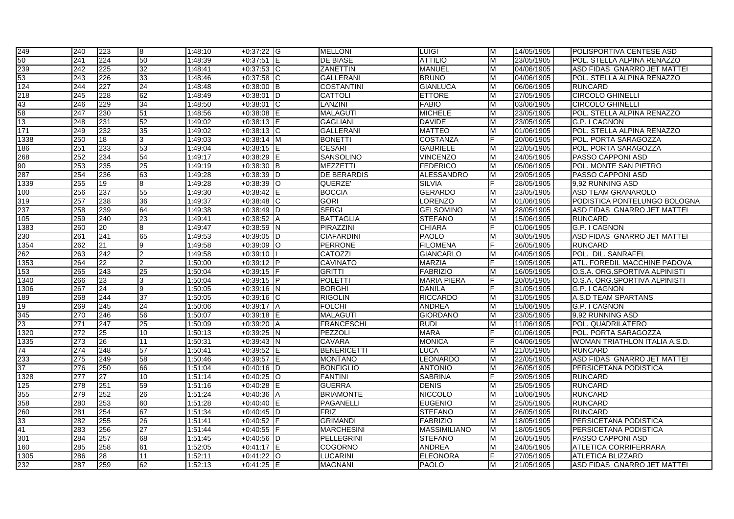| | | | | | | | | | | | | |
|---|---|---|---|---|---|---|---|---|---|---|---|---|
| 249 | 240 | 223 | 8 | 1:48:10 | +0:37:22 | G | MELLONI | LUIGI | M | 14/05/1905 | POLISPORTIVA CENTESE ASD |
| 50 | 241 | 224 | 50 | 1:48:39 | +0:37:51 | E | DE BIASE | ATTILIO | M | 23/05/1905 | POL. STELLA ALPINA RENAZZO |
| 239 | 242 | 225 | 32 | 1:48:41 | +0:37:53 | C | ZANETTIN | MANUEL | M | 04/06/1905 | ASD FIDAS GNARRO JET MATTEI |
| 53 | 243 | 226 | 33 | 1:48:46 | +0:37:58 | C | GALLERANI | BRUNO | M | 04/06/1905 | POL. STELLA ALPINA RENAZZO |
| 124 | 244 | 227 | 24 | 1:48:48 | +0:38:00 | B | COSTANTINI | GIANLUCA | M | 06/06/1905 | RUNCARD |
| 218 | 245 | 228 | 62 | 1:48:49 | +0:38:01 | D | CATTOLI | ETTORE | M | 27/05/1905 | CIRCOLO GHINELLI |
| 43 | 246 | 229 | 34 | 1:48:50 | +0:38:01 | C | LANZINI | FABIO | M | 03/06/1905 | CIRCOLO GHINELLI |
| 58 | 247 | 230 | 51 | 1:48:56 | +0:38:08 | E | MALAGUTI | MICHELE | M | 23/05/1905 | POL. STELLA ALPINA RENAZZO |
| 13 | 248 | 231 | 52 | 1:49:02 | +0:38:13 | E | GAGLIANI | DAVIDE | M | 23/05/1905 | G.P. I CAGNON |
| 171 | 249 | 232 | 35 | 1:49:02 | +0:38:13 | C | GALLERANI | MATTEO | M | 01/06/1905 | POL. STELLA ALPINA RENAZZO |
| 1338 | 250 | 18 | 3 | 1:49:03 | +0:38:14 | M | BONETTI | COSTANZA | F | 20/06/1905 | POL. PORTA SARAGOZZA |
| 186 | 251 | 233 | 53 | 1:49:04 | +0:38:15 | E | CESARI | GABRIELE | M | 22/05/1905 | POL. PORTA SARAGOZZA |
| 268 | 252 | 234 | 54 | 1:49:17 | +0:38:29 | E | SANSOLINO | VINCENZO | M | 24/05/1905 | PASSO CAPPONI ASD |
| 90 | 253 | 235 | 25 | 1:49:19 | +0:38:30 | B | MEZZETTI | FEDERICO | M | 05/06/1905 | POL. MONTE SAN PIETRO |
| 287 | 254 | 236 | 63 | 1:49:28 | +0:38:39 | D | DE BERARDIS | ALESSANDRO | M | 29/05/1905 | PASSO CAPPONI ASD |
| 1339 | 255 | 19 | 8 | 1:49:28 | +0:38:39 | O | QUERZE' | SILVIA | F | 28/05/1905 | 9,92 RUNNING ASD |
| 100 | 256 | 237 | 55 | 1:49:30 | +0:38:42 | E | BOCCIA | GERARDO | M | 23/05/1905 | ASD TEAM GRANAROLO |
| 319 | 257 | 238 | 36 | 1:49:37 | +0:38:48 | C | GORI | LORENZO | M | 01/06/1905 | PODISTICA PONTELUNGO BOLOGNA |
| 237 | 258 | 239 | 64 | 1:49:38 | +0:38:49 | D | SERGI | GELSOMINO | M | 28/05/1905 | ASD FIDAS GNARRO JET MATTEI |
| 105 | 259 | 240 | 23 | 1:49:41 | +0:38:52 | A | BATTAGLIA | STEFANO | M | 15/06/1905 | RUNCARD |
| 1383 | 260 | 20 | 8 | 1:49:47 | +0:38:59 | N | PIRAZZINI | CHIARA | F | 01/06/1905 | G.P. I CAGNON |
| 230 | 261 | 241 | 65 | 1:49:53 | +0:39:05 | D | CIAFARDINI | PAOLO | M | 30/05/1905 | ASD FIDAS GNARRO JET MATTEI |
| 1354 | 262 | 21 | 9 | 1:49:58 | +0:39:09 | O | PERRONE | FILOMENA | F | 26/05/1905 | RUNCARD |
| 262 | 263 | 242 | 2 | 1:49:58 | +0:39:10 | I | CATOZZI | GIANCARLO | M | 04/05/1905 | POL. DIL. SANRAFEL |
| 1353 | 264 | 22 | 2 | 1:50:00 | +0:39:12 | P | CAVINATO | MARZIA | F | 19/05/1905 | ATL. FOREDIL MACCHINE PADOVA |
| 153 | 265 | 243 | 25 | 1:50:04 | +0:39:15 | F | GRITTI | FABRIZIO | M | 16/05/1905 | O.S.A. ORG.SPORTIVA ALPINISTI |
| 1340 | 266 | 23 | 3 | 1:50:04 | +0:39:15 | P | POLETTI | MARIA PIERA | F | 20/05/1905 | O.S.A. ORG.SPORTIVA ALPINISTI |
| 1306 | 267 | 24 | 9 | 1:50:05 | +0:39:16 | N | BORGHI | DANILA | F | 31/05/1905 | G.P. I CAGNON |
| 189 | 268 | 244 | 37 | 1:50:05 | +0:39:16 | C | RIGOLIN | RICCARDO | M | 31/05/1905 | A.S.D TEAM SPARTANS |
| 19 | 269 | 245 | 24 | 1:50:06 | +0:39:17 | A | FOLCHI | ANDREA | M | 15/06/1905 | G.P. I CAGNON |
| 345 | 270 | 246 | 56 | 1:50:07 | +0:39:18 | E | MALAGUTI | GIORDANO | M | 23/05/1905 | 9,92 RUNNING ASD |
| 23 | 271 | 247 | 25 | 1:50:09 | +0:39:20 | A | FRANCESCHI | RUDI | M | 11/06/1905 | POL. QUADRILATERO |
| 1320 | 272 | 25 | 10 | 1:50:13 | +0:39:25 | N | PEZZOLI | MARA | F | 01/06/1905 | POL. PORTA SARAGOZZA |
| 1335 | 273 | 26 | 11 | 1:50:31 | +0:39:43 | N | CAVARA | MONICA | F | 04/06/1905 | WOMAN TRIATHLON ITALIA A.S.D. |
| 74 | 274 | 248 | 57 | 1:50:41 | +0:39:52 | E | BENERICETTI | LUCA | M | 21/05/1905 | RUNCARD |
| 233 | 275 | 249 | 58 | 1:50:46 | +0:39:57 | E | MONTANO | LEONARDO | M | 22/05/1905 | ASD FIDAS GNARRO JET MATTEI |
| 37 | 276 | 250 | 66 | 1:51:04 | +0:40:16 | D | BONFIGLIO | ANTONIO | M | 26/05/1905 | PERSICETANA PODISTICA |
| 1328 | 277 | 27 | 10 | 1:51:14 | +0:40:25 | O | FANTINI | SABRINA | F | 29/05/1905 | RUNCARD |
| 125 | 278 | 251 | 59 | 1:51:16 | +0:40:28 | E | GUERRA | DENIS | M | 25/05/1905 | RUNCARD |
| 355 | 279 | 252 | 26 | 1:51:24 | +0:40:36 | A | BRIAMONTE | NICCOLO | M | 10/06/1905 | RUNCARD |
| 358 | 280 | 253 | 60 | 1:51:28 | +0:40:40 | E | PAGANELLI | EUGENIO | M | 25/05/1905 | RUNCARD |
| 260 | 281 | 254 | 67 | 1:51:34 | +0:40:45 | D | FRIZ | STEFANO | M | 26/05/1905 | RUNCARD |
| 33 | 282 | 255 | 26 | 1:51:41 | +0:40:52 | F | GRIMANDI | FABRIZIO | M | 18/05/1905 | PERSICETANA PODISTICA |
| 41 | 283 | 256 | 27 | 1:51:44 | +0:40:55 | F | MARCHESINI | MASSIMILIANO | M | 18/05/1905 | PERSICETANA PODISTICA |
| 301 | 284 | 257 | 68 | 1:51:45 | +0:40:56 | D | PELLEGRINI | STEFANO | M | 26/05/1905 | PASSO CAPPONI ASD |
| 160 | 285 | 258 | 61 | 1:52:05 | +0:41:17 | E | COGORNO | ANDREA | M | 24/05/1905 | ATLETICA CORRIFERRARA |
| 1305 | 286 | 28 | 11 | 1:52:11 | +0:41:22 | O | LUCARINI | ELEONORA | F | 27/05/1905 | ATLETICA BLIZZARD |
| 232 | 287 | 259 | 62 | 1:52:13 | +0:41:25 | E | MAGNANI | PAOLO | M | 21/05/1905 | ASD FIDAS GNARRO JET MATTEI |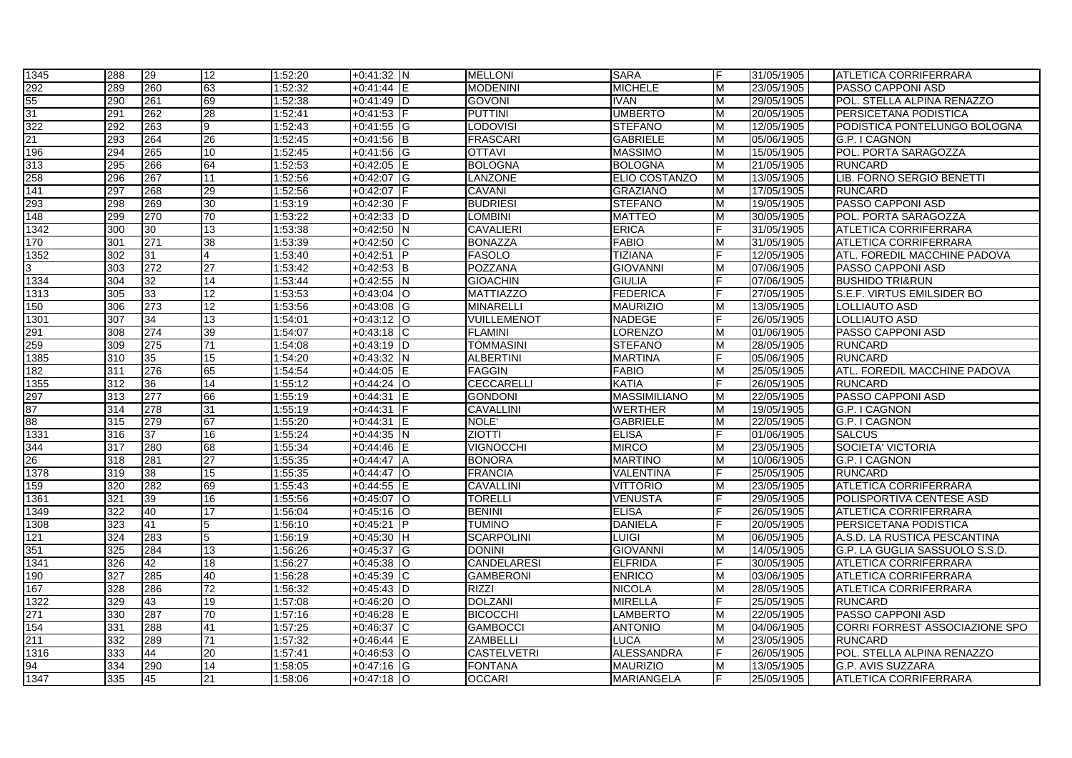| | | | | | | | | | | | | |
|---|---|---|---|---|---|---|---|---|---|---|---|---|
| 1345 | 288 | 29 | 12 | 1:52:20 | +0:41:32 | N | MELLONI | SARA | F | 31/05/1905 | ATLETICA CORRIFERRARA |
| 292 | 289 | 260 | 63 | 1:52:32 | +0:41:44 | E | MODENINI | MICHELE | M | 23/05/1905 | PASSO CAPPONI ASD |
| 55 | 290 | 261 | 69 | 1:52:38 | +0:41:49 | D | GOVONI | IVAN | M | 29/05/1905 | POL. STELLA ALPINA RENAZZO |
| 31 | 291 | 262 | 28 | 1:52:41 | +0:41:53 | F | PUTTINI | UMBERTO | M | 20/05/1905 | PERSICETANA PODISTICA |
| 322 | 292 | 263 | 9 | 1:52:43 | +0:41:55 | G | LODOVISI | STEFANO | M | 12/05/1905 | PODISTICA PONTELUNGO BOLOGNA |
| 21 | 293 | 264 | 26 | 1:52:45 | +0:41:56 | B | FRASCARI | GABRIELE | M | 05/06/1905 | G.P. I CAGNON |
| 196 | 294 | 265 | 10 | 1:52:45 | +0:41:56 | G | OTTAVI | MASSIMO | M | 15/05/1905 | POL. PORTA SARAGOZZA |
| 313 | 295 | 266 | 64 | 1:52:53 | +0:42:05 | E | BOLOGNA | BOLOGNA | M | 21/05/1905 | RUNCARD |
| 258 | 296 | 267 | 11 | 1:52:56 | +0:42:07 | G | LANZONE | ELIO COSTANZO | M | 13/05/1905 | LIB. FORNO SERGIO BENETTI |
| 141 | 297 | 268 | 29 | 1:52:56 | +0:42:07 | F | CAVANI | GRAZIANO | M | 17/05/1905 | RUNCARD |
| 293 | 298 | 269 | 30 | 1:53:19 | +0:42:30 | F | BUDRIESI | STEFANO | M | 19/05/1905 | PASSO CAPPONI ASD |
| 148 | 299 | 270 | 70 | 1:53:22 | +0:42:33 | D | LOMBINI | MATTEO | M | 30/05/1905 | POL. PORTA SARAGOZZA |
| 1342 | 300 | 30 | 13 | 1:53:38 | +0:42:50 | N | CAVALIERI | ERICA | F | 31/05/1905 | ATLETICA CORRIFERRARA |
| 170 | 301 | 271 | 38 | 1:53:39 | +0:42:50 | C | BONAZZA | FABIO | M | 31/05/1905 | ATLETICA CORRIFERRARA |
| 1352 | 302 | 31 | 4 | 1:53:40 | +0:42:51 | P | FASOLO | TIZIANA | F | 12/05/1905 | ATL. FOREDIL MACCHINE PADOVA |
| 3 | 303 | 272 | 27 | 1:53:42 | +0:42:53 | B | POZZANA | GIOVANNI | M | 07/06/1905 | PASSO CAPPONI ASD |
| 1334 | 304 | 32 | 14 | 1:53:44 | +0:42:55 | N | GIOACHIN | GIULIA | F | 07/06/1905 | BUSHIDO TRI&RUN |
| 1313 | 305 | 33 | 12 | 1:53:53 | +0:43:04 | O | MATTIAZZO | FEDERICA | F | 27/05/1905 | S.E.F. VIRTUS EMILSIDER BO |
| 150 | 306 | 273 | 12 | 1:53:56 | +0:43:08 | G | MINARELLI | MAURIZIO | M | 13/05/1905 | LOLLIAUTO ASD |
| 1301 | 307 | 34 | 13 | 1:54:01 | +0:43:12 | O | VUILLEMENOT | NADEGE | F | 26/05/1905 | LOLLIAUTO ASD |
| 291 | 308 | 274 | 39 | 1:54:07 | +0:43:18 | C | FLAMINI | LORENZO | M | 01/06/1905 | PASSO CAPPONI ASD |
| 259 | 309 | 275 | 71 | 1:54:08 | +0:43:19 | D | TOMMASINI | STEFANO | M | 28/05/1905 | RUNCARD |
| 1385 | 310 | 35 | 15 | 1:54:20 | +0:43:32 | N | ALBERTINI | MARTINA | F | 05/06/1905 | RUNCARD |
| 182 | 311 | 276 | 65 | 1:54:54 | +0:44:05 | E | FAGGIN | FABIO | M | 25/05/1905 | ATL. FOREDIL MACCHINE PADOVA |
| 1355 | 312 | 36 | 14 | 1:55:12 | +0:44:24 | O | CECCARELLI | KATIA | F | 26/05/1905 | RUNCARD |
| 297 | 313 | 277 | 66 | 1:55:19 | +0:44:31 | E | GONDONI | MASSIMILIANO | M | 22/05/1905 | PASSO CAPPONI ASD |
| 87 | 314 | 278 | 31 | 1:55:19 | +0:44:31 | F | CAVALLINI | WERTHER | M | 19/05/1905 | G.P. I CAGNON |
| 88 | 315 | 279 | 67 | 1:55:20 | +0:44:31 | E | NOLE' | GABRIELE | M | 22/05/1905 | G.P. I CAGNON |
| 1331 | 316 | 37 | 16 | 1:55:24 | +0:44:35 | N | ZIOTTI | ELISA | F | 01/06/1905 | SALCUS |
| 344 | 317 | 280 | 68 | 1:55:34 | +0:44:46 | E | VIGNOCCHI | MIRCO | M | 23/05/1905 | SOCIETA' VICTORIA |
| 26 | 318 | 281 | 27 | 1:55:35 | +0:44:47 | A | BONORA | MARTINO | M | 10/06/1905 | G.P. I CAGNON |
| 1378 | 319 | 38 | 15 | 1:55:35 | +0:44:47 | O | FRANCIA | VALENTINA | F | 25/05/1905 | RUNCARD |
| 159 | 320 | 282 | 69 | 1:55:43 | +0:44:55 | E | CAVALLINI | VITTORIO | M | 23/05/1905 | ATLETICA CORRIFERRARA |
| 1361 | 321 | 39 | 16 | 1:55:56 | +0:45:07 | O | TORELLI | VENUSTA | F | 29/05/1905 | POLISPORTIVA CENTESE ASD |
| 1349 | 322 | 40 | 17 | 1:56:04 | +0:45:16 | O | BENINI | ELISA | F | 26/05/1905 | ATLETICA CORRIFERRARA |
| 1308 | 323 | 41 | 5 | 1:56:10 | +0:45:21 | P | TUMINO | DANIELA | F | 20/05/1905 | PERSICETANA PODISTICA |
| 121 | 324 | 283 | 5 | 1:56:19 | +0:45:30 | H | SCARPOLINI | LUIGI | M | 06/05/1905 | A.S.D. LA RUSTICA PESCANTINA |
| 351 | 325 | 284 | 13 | 1:56:26 | +0:45:37 | G | DONINI | GIOVANNI | M | 14/05/1905 | G.P. LA GUGLIA SASSUOLO S.S.D. |
| 1341 | 326 | 42 | 18 | 1:56:27 | +0:45:38 | O | CANDELARESI | ELFRIDA | F | 30/05/1905 | ATLETICA CORRIFERRARA |
| 190 | 327 | 285 | 40 | 1:56:28 | +0:45:39 | C | GAMBERONI | ENRICO | M | 03/06/1905 | ATLETICA CORRIFERRARA |
| 167 | 328 | 286 | 72 | 1:56:32 | +0:45:43 | D | RIZZI | NICOLA | M | 28/05/1905 | ATLETICA CORRIFERRARA |
| 1322 | 329 | 43 | 19 | 1:57:08 | +0:46:20 | O | DOLZANI | MIRELLA | F | 25/05/1905 | RUNCARD |
| 271 | 330 | 287 | 70 | 1:57:16 | +0:46:28 | E | BICOCCHI | LAMBERTO | M | 22/05/1905 | PASSO CAPPONI ASD |
| 154 | 331 | 288 | 41 | 1:57:25 | +0:46:37 | C | GAMBOCCI | ANTONIO | M | 04/06/1905 | CORRI FORREST ASSOCIAZIONE SPO |
| 211 | 332 | 289 | 71 | 1:57:32 | +0:46:44 | E | ZAMBELLI | LUCA | M | 23/05/1905 | RUNCARD |
| 1316 | 333 | 44 | 20 | 1:57:41 | +0:46:53 | O | CASTELVETRI | ALESSANDRA | F | 26/05/1905 | POL. STELLA ALPINA RENAZZO |
| 94 | 334 | 290 | 14 | 1:58:05 | +0:47:16 | G | FONTANA | MAURIZIO | M | 13/05/1905 | G.P. AVIS SUZZARA |
| 1347 | 335 | 45 | 21 | 1:58:06 | +0:47:18 | O | OCCARI | MARIANGELA | F | 25/05/1905 | ATLETICA CORRIFERRARA |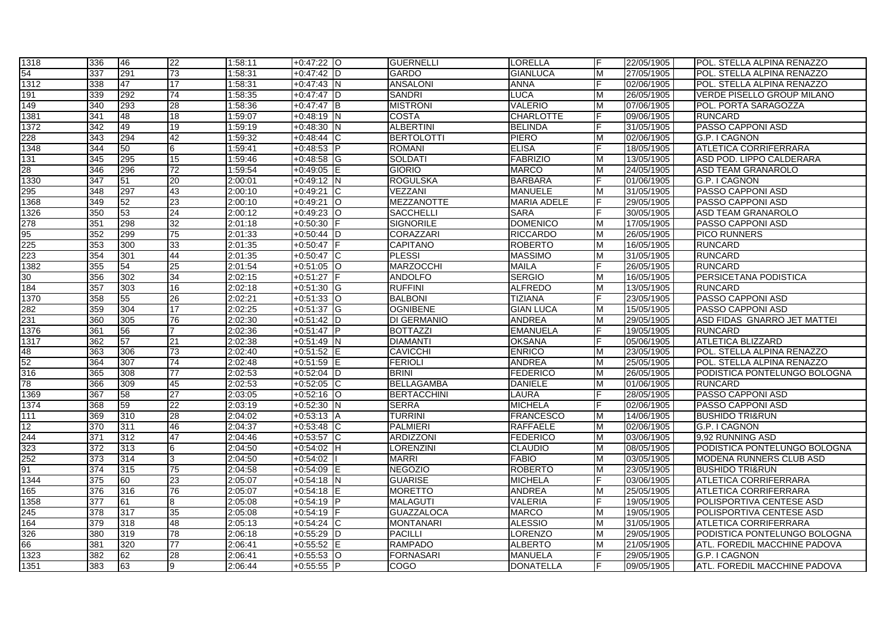| 1318 | 336 | 46 | 22 | 1:58:11 | +0:47:22 | O | GUERNELLI | LORELLA | F | 22/05/1905 | POL. STELLA ALPINA RENAZZO |
|---|---|---|---|---|---|---|---|---|---|---|---|
| 54 | 337 | 291 | 73 | 1:58:31 | +0:47:42 | D | GARDO | GIANLUCA | M | 27/05/1905 | POL. STELLA ALPINA RENAZZO |
| 1312 | 338 | 47 | 17 | 1:58:31 | +0:47:43 | N | ANSALONI | ANNA | F | 02/06/1905 | POL. STELLA ALPINA RENAZZO |
| 191 | 339 | 292 | 74 | 1:58:35 | +0:47:47 | D | SANDRI | LUCA | M | 26/05/1905 | VERDE PISELLO GROUP MILANO |
| 149 | 340 | 293 | 28 | 1:58:36 | +0:47:47 | B | MISTRONI | VALERIO | M | 07/06/1905 | POL. PORTA SARAGOZZA |
| 1381 | 341 | 48 | 18 | 1:59:07 | +0:48:19 | N | COSTA | CHARLOTTE | F | 09/06/1905 | RUNCARD |
| 1372 | 342 | 49 | 19 | 1:59:19 | +0:48:30 | N | ALBERTINI | BELINDA | F | 31/05/1905 | PASSO CAPPONI ASD |
| 228 | 343 | 294 | 42 | 1:59:32 | +0:48:44 | C | BERTOLOTTI | PIERO | M | 02/06/1905 | G.P. I CAGNON |
| 1348 | 344 | 50 | 6 | 1:59:41 | +0:48:53 | P | ROMANI | ELISA | F | 18/05/1905 | ATLETICA CORRIFERRARA |
| 131 | 345 | 295 | 15 | 1:59:46 | +0:48:58 | G | SOLDATI | FABRIZIO | M | 13/05/1905 | ASD POD. LIPPO CALDERARA |
| 28 | 346 | 296 | 72 | 1:59:54 | +0:49:05 | E | GIORIO | MARCO | M | 24/05/1905 | ASD TEAM GRANAROLO |
| 1330 | 347 | 51 | 20 | 2:00:01 | +0:49:12 | N | ROGULSKA | BARBARA | F | 01/06/1905 | G.P. I CAGNON |
| 295 | 348 | 297 | 43 | 2:00:10 | +0:49:21 | C | VEZZANI | MANUELE | M | 31/05/1905 | PASSO CAPPONI ASD |
| 1368 | 349 | 52 | 23 | 2:00:10 | +0:49:21 | O | MEZZANOTTE | MARIA ADELE | F | 29/05/1905 | PASSO CAPPONI ASD |
| 1326 | 350 | 53 | 24 | 2:00:12 | +0:49:23 | O | SACCHELLI | SARA | F | 30/05/1905 | ASD TEAM GRANAROLO |
| 278 | 351 | 298 | 32 | 2:01:18 | +0:50:30 | F | SIGNORILE | DOMENICO | M | 17/05/1905 | PASSO CAPPONI ASD |
| 95 | 352 | 299 | 75 | 2:01:33 | +0:50:44 | D | CORAZZARI | RICCARDO | M | 26/05/1905 | PICO RUNNERS |
| 225 | 353 | 300 | 33 | 2:01:35 | +0:50:47 | F | CAPITANO | ROBERTO | M | 16/05/1905 | RUNCARD |
| 223 | 354 | 301 | 44 | 2:01:35 | +0:50:47 | C | PLESSI | MASSIMO | M | 31/05/1905 | RUNCARD |
| 1382 | 355 | 54 | 25 | 2:01:54 | +0:51:05 | O | MARZOCCHI | MAILA | F | 26/05/1905 | RUNCARD |
| 30 | 356 | 302 | 34 | 2:02:15 | +0:51:27 | F | ANDOLFO | SERGIO | M | 16/05/1905 | PERSICETANA PODISTICA |
| 184 | 357 | 303 | 16 | 2:02:18 | +0:51:30 | G | RUFFINI | ALFREDO | M | 13/05/1905 | RUNCARD |
| 1370 | 358 | 55 | 26 | 2:02:21 | +0:51:33 | O | BALBONI | TIZIANA | F | 23/05/1905 | PASSO CAPPONI ASD |
| 282 | 359 | 304 | 17 | 2:02:25 | +0:51:37 | G | OGNIBENE | GIAN LUCA | M | 15/05/1905 | PASSO CAPPONI ASD |
| 231 | 360 | 305 | 76 | 2:02:30 | +0:51:42 | D | DI GERMANIO | ANDREA | M | 29/05/1905 | ASD FIDAS GNARRO JET MATTEI |
| 1376 | 361 | 56 | 7 | 2:02:36 | +0:51:47 | P | BOTTAZZI | EMANUELA | F | 19/05/1905 | RUNCARD |
| 1317 | 362 | 57 | 21 | 2:02:38 | +0:51:49 | N | DIAMANTI | OKSANA | F | 05/06/1905 | ATLETICA BLIZZARD |
| 48 | 363 | 306 | 73 | 2:02:40 | +0:51:52 | E | CAVICCHI | ENRICO | M | 23/05/1905 | POL. STELLA ALPINA RENAZZO |
| 52 | 364 | 307 | 74 | 2:02:48 | +0:51:59 | E | FERIOLI | ANDREA | M | 25/05/1905 | POL. STELLA ALPINA RENAZZO |
| 316 | 365 | 308 | 77 | 2:02:53 | +0:52:04 | D | BRINI | FEDERICO | M | 26/05/1905 | PODISTICA PONTELUNGO BOLOGNA |
| 78 | 366 | 309 | 45 | 2:02:53 | +0:52:05 | C | BELLAGAMBA | DANIELE | M | 01/06/1905 | RUNCARD |
| 1369 | 367 | 58 | 27 | 2:03:05 | +0:52:16 | O | BERTACCHINI | LAURA | F | 28/05/1905 | PASSO CAPPONI ASD |
| 1374 | 368 | 59 | 22 | 2:03:19 | +0:52:30 | N | SERRA | MICHELA | F | 02/06/1905 | PASSO CAPPONI ASD |
| 111 | 369 | 310 | 28 | 2:04:02 | +0:53:13 | A | TURRINI | FRANCESCO | M | 14/06/1905 | BUSHIDO TRI&RUN |
| 12 | 370 | 311 | 46 | 2:04:37 | +0:53:48 | C | PALMIERI | RAFFAELE | M | 02/06/1905 | G.P. I CAGNON |
| 244 | 371 | 312 | 47 | 2:04:46 | +0:53:57 | C | ARDIZZONI | FEDERICO | M | 03/06/1905 | 9,92 RUNNING ASD |
| 323 | 372 | 313 | 6 | 2:04:50 | +0:54:02 | H | LORENZINI | CLAUDIO | M | 08/05/1905 | PODISTICA PONTELUNGO BOLOGNA |
| 252 | 373 | 314 | 3 | 2:04:50 | +0:54:02 | I | MARRI | FABIO | M | 03/05/1905 | MODENA RUNNERS CLUB ASD |
| 91 | 374 | 315 | 75 | 2:04:58 | +0:54:09 | E | NEGOZIO | ROBERTO | M | 23/05/1905 | BUSHIDO TRI&RUN |
| 1344 | 375 | 60 | 23 | 2:05:07 | +0:54:18 | N | GUARISE | MICHELA | F | 03/06/1905 | ATLETICA CORRIFERRARA |
| 165 | 376 | 316 | 76 | 2:05:07 | +0:54:18 | E | MORETTO | ANDREA | M | 25/05/1905 | ATLETICA CORRIFERRARA |
| 1358 | 377 | 61 | 8 | 2:05:08 | +0:54:19 | P | MALAGUTI | VALERIA | F | 19/05/1905 | POLISPORTIVA CENTESE ASD |
| 245 | 378 | 317 | 35 | 2:05:08 | +0:54:19 | F | GUAZZALOCA | MARCO | M | 19/05/1905 | POLISPORTIVA CENTESE ASD |
| 164 | 379 | 318 | 48 | 2:05:13 | +0:54:24 | C | MONTANARI | ALESSIO | M | 31/05/1905 | ATLETICA CORRIFERRARA |
| 326 | 380 | 319 | 78 | 2:06:18 | +0:55:29 | D | PACILLI | LORENZO | M | 29/05/1905 | PODISTICA PONTELUNGO BOLOGNA |
| 66 | 381 | 320 | 77 | 2:06:41 | +0:55:52 | E | RAMPADO | ALBERTO | M | 21/05/1905 | ATL. FOREDIL MACCHINE PADOVA |
| 1323 | 382 | 62 | 28 | 2:06:41 | +0:55:53 | O | FORNASARI | MANUELA | F | 29/05/1905 | G.P. I CAGNON |
| 1351 | 383 | 63 | 9 | 2:06:44 | +0:55:55 | P | COGO | DONATELLA | F | 09/05/1905 | ATL. FOREDIL MACCHINE PADOVA |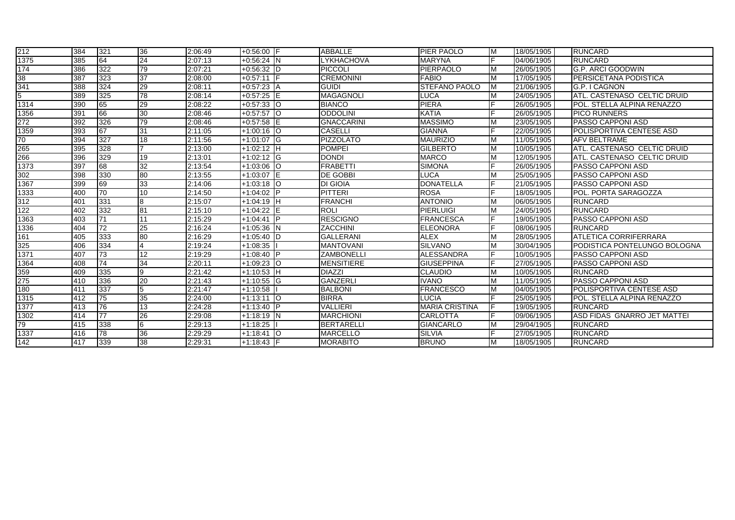| | | | | | | | | | | | |
|---|---|---|---|---|---|---|---|---|---|---|---|
| 212 | 384 | 321 | 36 | 2:06:49 | +0:56:00 | F | ABBALLE | PIER PAOLO | M | 18/05/1905 | RUNCARD |
| 1375 | 385 | 64 | 24 | 2:07:13 | +0:56:24 | N | LYKHACHOVA | MARYNA | F | 04/06/1905 | RUNCARD |
| 174 | 386 | 322 | 79 | 2:07:21 | +0:56:32 | D | PICCOLI | PIERPAOLO | M | 26/05/1905 | G.P. ARCI GOODWIN |
| 38 | 387 | 323 | 37 | 2:08:00 | +0:57:11 | F | CREMONINI | FABIO | M | 17/05/1905 | PERSICETANA PODISTICA |
| 341 | 388 | 324 | 29 | 2:08:11 | +0:57:23 | A | GUIDI | STEFANO PAOLO | M | 21/06/1905 | G.P. I CAGNON |
| 5 | 389 | 325 | 78 | 2:08:14 | +0:57:25 | E | MAGAGNOLI | LUCA | M | 24/05/1905 | ATL. CASTENASO CELTIC DRUID |
| 1314 | 390 | 65 | 29 | 2:08:22 | +0:57:33 | O | BIANCO | PIERA | F | 26/05/1905 | POL. STELLA ALPINA RENAZZO |
| 1356 | 391 | 66 | 30 | 2:08:46 | +0:57:57 | O | ODDOLINI | KATIA | F | 26/05/1905 | PICO RUNNERS |
| 272 | 392 | 326 | 79 | 2:08:46 | +0:57:58 | E | GNACCARINI | MASSIMO | M | 23/05/1905 | PASSO CAPPONI ASD |
| 1359 | 393 | 67 | 31 | 2:11:05 | +1:00:16 | O | CASELLI | GIANNA | F | 22/05/1905 | POLISPORTIVA CENTESE ASD |
| 70 | 394 | 327 | 18 | 2:11:56 | +1:01:07 | G | PIZZOLATO | MAURIZIO | M | 11/05/1905 | AFV BELTRAME |
| 265 | 395 | 328 | 7 | 2:13:00 | +1:02:12 | H | POMPEI | GILBERTO | M | 10/05/1905 | ATL. CASTENASO CELTIC DRUID |
| 266 | 396 | 329 | 19 | 2:13:01 | +1:02:12 | G | DONDI | MARCO | M | 12/05/1905 | ATL. CASTENASO CELTIC DRUID |
| 1373 | 397 | 68 | 32 | 2:13:54 | +1:03:06 | O | FRABETTI | SIMONA | F | 26/05/1905 | PASSO CAPPONI ASD |
| 302 | 398 | 330 | 80 | 2:13:55 | +1:03:07 | E | DE GOBBI | LUCA | M | 25/05/1905 | PASSO CAPPONI ASD |
| 1367 | 399 | 69 | 33 | 2:14:06 | +1:03:18 | O | DI GIOIA | DONATELLA | F | 21/05/1905 | PASSO CAPPONI ASD |
| 1333 | 400 | 70 | 10 | 2:14:50 | +1:04:02 | P | PITTERI | ROSA | F | 18/05/1905 | POL. PORTA SARAGOZZA |
| 312 | 401 | 331 | 8 | 2:15:07 | +1:04:19 | H | FRANCHI | ANTONIO | M | 06/05/1905 | RUNCARD |
| 122 | 402 | 332 | 81 | 2:15:10 | +1:04:22 | E | ROLI | PIERLUIGI | M | 24/05/1905 | RUNCARD |
| 1363 | 403 | 71 | 11 | 2:15:29 | +1:04:41 | P | RESCIGNO | FRANCESCA | F | 19/05/1905 | PASSO CAPPONI ASD |
| 1336 | 404 | 72 | 25 | 2:16:24 | +1:05:36 | N | ZACCHINI | ELEONORA | F | 08/06/1905 | RUNCARD |
| 161 | 405 | 333 | 80 | 2:16:29 | +1:05:40 | D | GALLERANI | ALEX | M | 28/05/1905 | ATLETICA CORRIFERRARA |
| 325 | 406 | 334 | 4 | 2:19:24 | +1:08:35 | I | MANTOVANI | SILVANO | M | 30/04/1905 | PODISTICA PONTELUNGO BOLOGNA |
| 1371 | 407 | 73 | 12 | 2:19:29 | +1:08:40 | P | ZAMBONELLI | ALESSANDRA | F | 10/05/1905 | PASSO CAPPONI ASD |
| 1364 | 408 | 74 | 34 | 2:20:11 | +1:09:23 | O | MENSITIERE | GIUSEPPINA | F | 27/05/1905 | PASSO CAPPONI ASD |
| 359 | 409 | 335 | 9 | 2:21:42 | +1:10:53 | H | DIAZZI | CLAUDIO | M | 10/05/1905 | RUNCARD |
| 275 | 410 | 336 | 20 | 2:21:43 | +1:10:55 | G | GANZERLI | IVANO | M | 11/05/1905 | PASSO CAPPONI ASD |
| 180 | 411 | 337 | 5 | 2:21:47 | +1:10:58 | I | BALBONI | FRANCESCO | M | 04/05/1905 | POLISPORTIVA CENTESE ASD |
| 1315 | 412 | 75 | 35 | 2:24:00 | +1:13:11 | O | BIRRA | LUCIA | F | 25/05/1905 | POL. STELLA ALPINA RENAZZO |
| 1377 | 413 | 76 | 13 | 2:24:28 | +1:13:40 | P | VALLIERI | MARIA CRISTINA | F | 19/05/1905 | RUNCARD |
| 1302 | 414 | 77 | 26 | 2:29:08 | +1:18:19 | N | MARCHIONI | CARLOTTA | F | 09/06/1905 | ASD FIDAS GNARRO JET MATTEI |
| 79 | 415 | 338 | 6 | 2:29:13 | +1:18:25 | I | BERTARELLI | GIANCARLO | M | 29/04/1905 | RUNCARD |
| 1337 | 416 | 78 | 36 | 2:29:29 | +1:18:41 | O | MARCELLO | SILVIA | F | 27/05/1905 | RUNCARD |
| 142 | 417 | 339 | 38 | 2:29:31 | +1:18:43 | F | MORABITO | BRUNO | M | 18/05/1905 | RUNCARD |